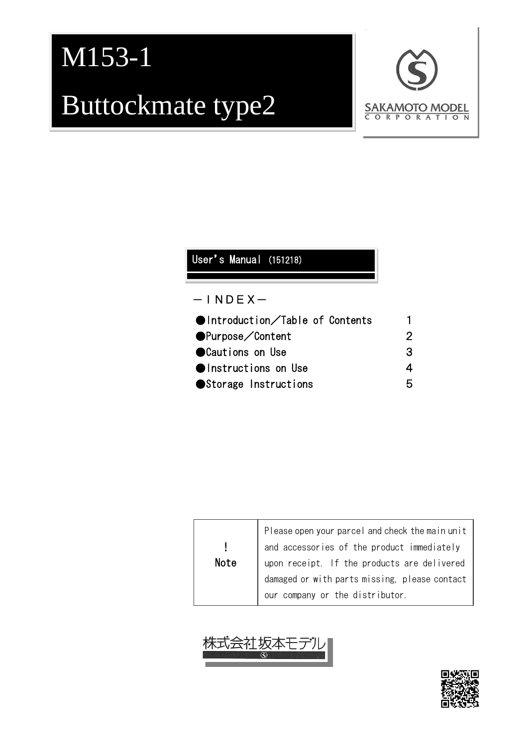# M153-1

# Buttockmate type2

SAKAMOTO MODEL CORPORATION

User's Manual (151218)

－ＩＮＤＥＸ－

| | |
|---|---|
| ●Introduction／Table of Contents | 1 |
| ●Purpose／Content | 2 |
| ●Cautions on Use | 3 |
| ●Instructions on Use | 4 |
| ●Storage Instructions | 5 |

| | |
|---|---|
| ! Note | Please open your parcel and check the main unit and accessories of the product immediately upon receipt. If the products are delivered damaged or with parts missing, please contact our company or the distributor. |

株式会社坂本モデル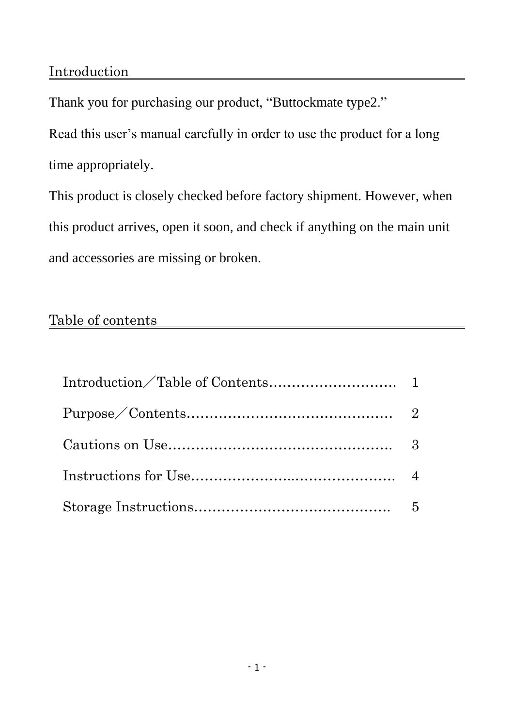## Introduction

Thank you for purchasing our product, “Buttockmate type2.”

Read this user’s manual carefully in order to use the product for a long time appropriately.

This product is closely checked before factory shipment. However, when this product arrives, open it soon, and check if anything on the main unit and accessories are missing or broken.

## Table of contents

| | |
|---|---|
| Introduction／Table of Contents………………………. | 1 |
| Purpose／Contents……………………………………… | 2 |
| Cautions on Use…………………………………………. | 3 |
| Instructions for Use……………………..……………… | 4 |
| Storage Instructions……………………………………. | 5 |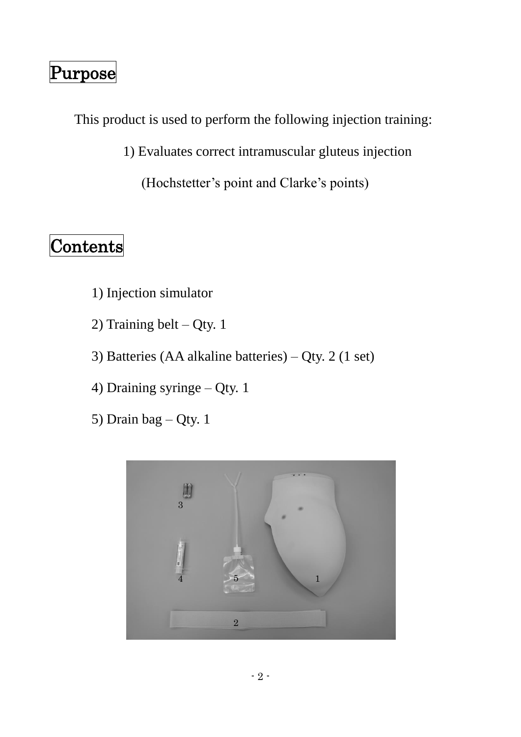# Purpose

This product is used to perform the following injection training:

1) Evaluates correct intramuscular gluteus injection (Hochstetter's point and Clarke's points)

# Contents

1) Injection simulator
2) Training belt – Qty. 1
3) Batteries (AA alkaline batteries) – Qty. 2 (1 set)
4) Draining syringe – Qty. 1
5) Drain bag – Qty. 1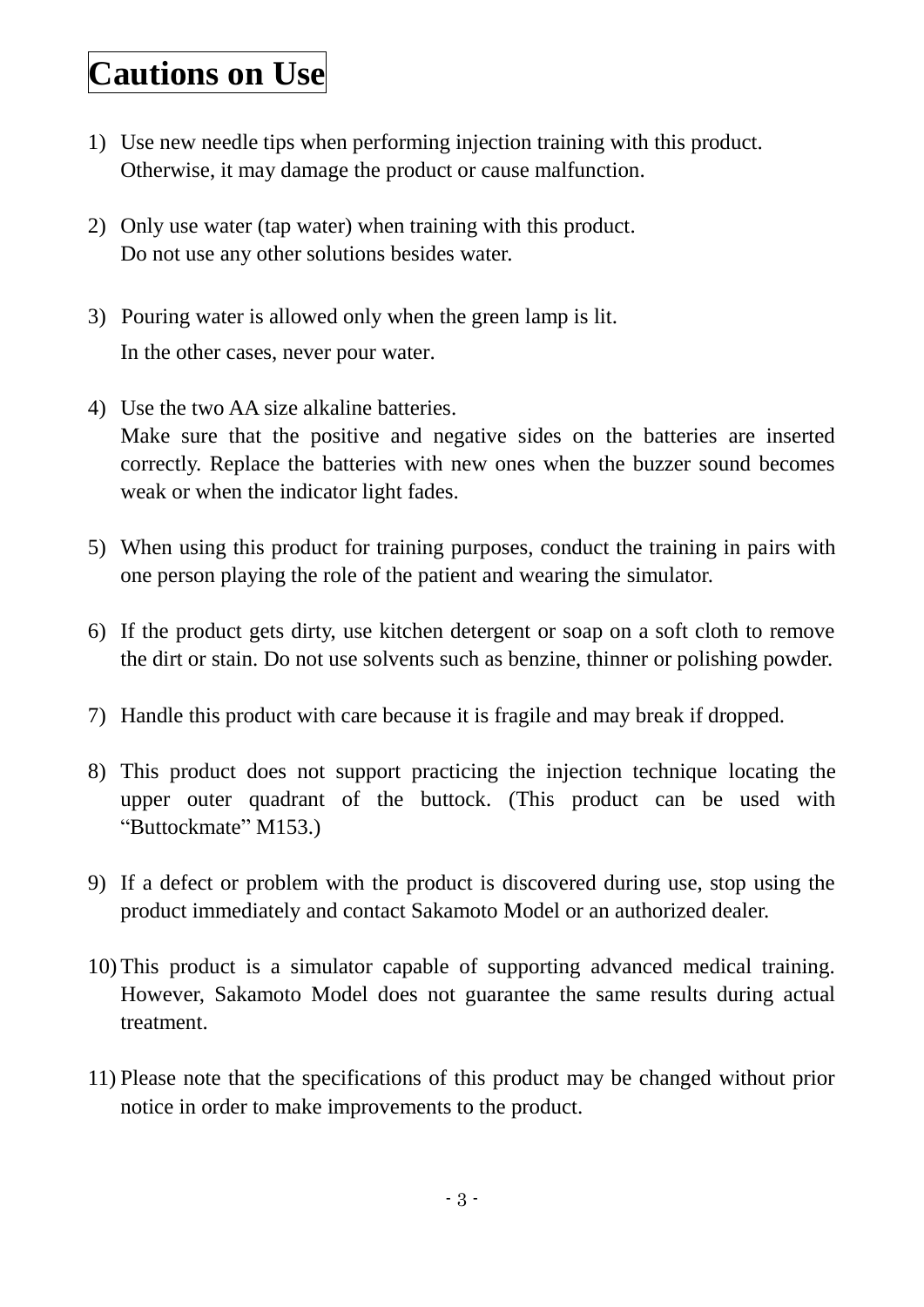# Cautions on Use

1) Use new needle tips when performing injection training with this product. Otherwise, it may damage the product or cause malfunction.

2) Only use water (tap water) when training with this product. Do not use any other solutions besides water.

3) Pouring water is allowed only when the green lamp is lit. In the other cases, never pour water.

4) Use the two AA size alkaline batteries. Make sure that the positive and negative sides on the batteries are inserted correctly. Replace the batteries with new ones when the buzzer sound becomes weak or when the indicator light fades.

5) When using this product for training purposes, conduct the training in pairs with one person playing the role of the patient and wearing the simulator.

6) If the product gets dirty, use kitchen detergent or soap on a soft cloth to remove the dirt or stain. Do not use solvents such as benzine, thinner or polishing powder.

7) Handle this product with care because it is fragile and may break if dropped.

8) This product does not support practicing the injection technique locating the upper outer quadrant of the buttock. (This product can be used with "Buttockmate" M153.)

9) If a defect or problem with the product is discovered during use, stop using the product immediately and contact Sakamoto Model or an authorized dealer.

10) This product is a simulator capable of supporting advanced medical training. However, Sakamoto Model does not guarantee the same results during actual treatment.

11) Please note that the specifications of this product may be changed without prior notice in order to make improvements to the product.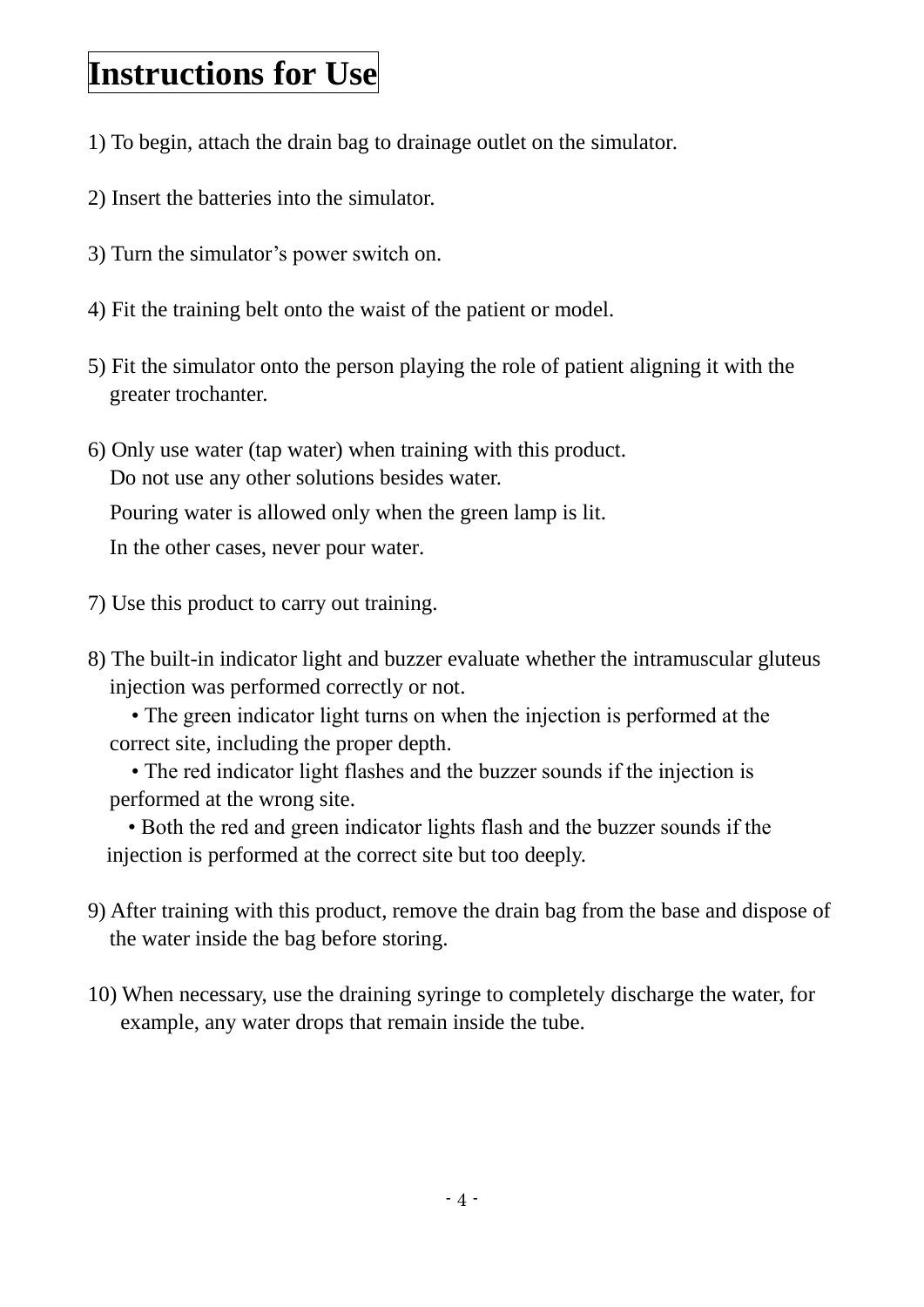# Instructions for Use

1) To begin, attach the drain bag to drainage outlet on the simulator.

2) Insert the batteries into the simulator.

3) Turn the simulator's power switch on.

4) Fit the training belt onto the waist of the patient or model.

5) Fit the simulator onto the person playing the role of patient aligning it with the greater trochanter.

6) Only use water (tap water) when training with this product.
   Do not use any other solutions besides water.
   Pouring water is allowed only when the green lamp is lit.
   In the other cases, never pour water.

7) Use this product to carry out training.

8) The built-in indicator light and buzzer evaluate whether the intramuscular gluteus injection was performed correctly or not.
   - The green indicator light turns on when the injection is performed at the correct site, including the proper depth.
   - The red indicator light flashes and the buzzer sounds if the injection is performed at the wrong site.
   - Both the red and green indicator lights flash and the buzzer sounds if the injection is performed at the correct site but too deeply.

9) After training with this product, remove the drain bag from the base and dispose of the water inside the bag before storing.

10) When necessary, use the draining syringe to completely discharge the water, for example, any water drops that remain inside the tube.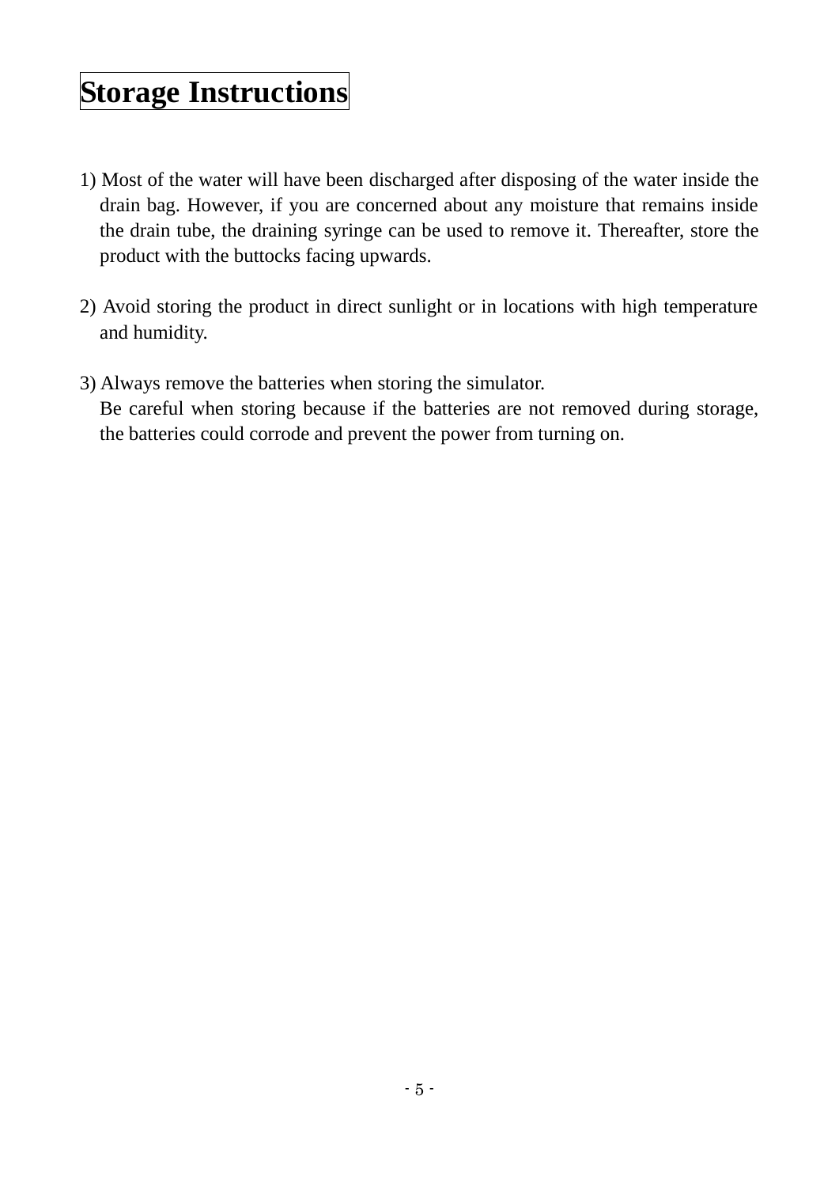# Storage Instructions

1) Most of the water will have been discharged after disposing of the water inside the drain bag. However, if you are concerned about any moisture that remains inside the drain tube, the draining syringe can be used to remove it. Thereafter, store the product with the buttocks facing upwards.

2) Avoid storing the product in direct sunlight or in locations with high temperature and humidity.

3) Always remove the batteries when storing the simulator.
   Be careful when storing because if the batteries are not removed during storage, the batteries could corrode and prevent the power from turning on.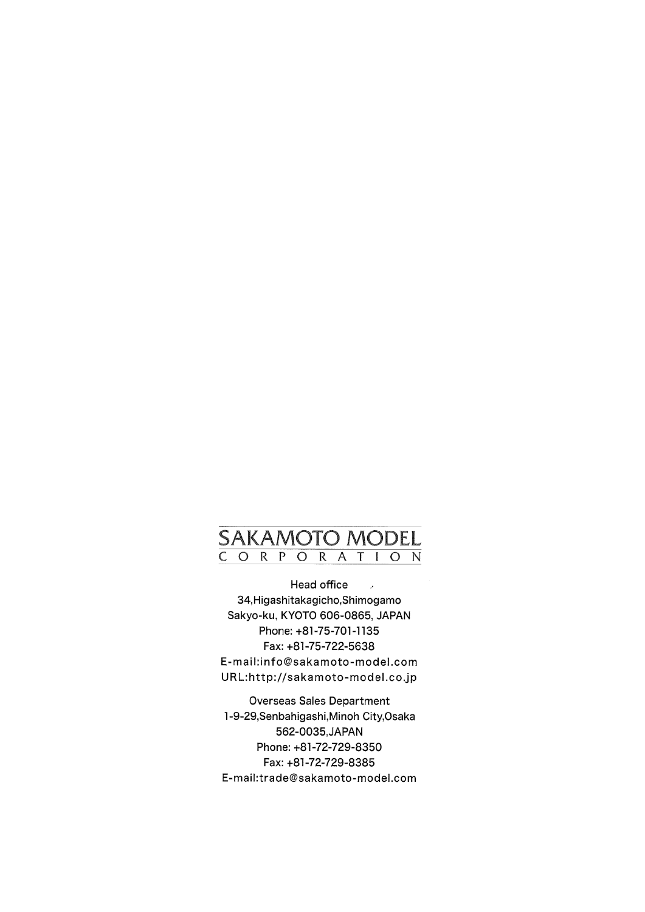# SAKAMOTO MODEL
C O R P O R A T I O N

Head office
34,Higashitakagicho,Shimogamo
Sakyo-ku, KYOTO 606-0865, JAPAN
Phone: +81-75-701-1135
Fax: +81-75-722-5638
E-mail:info@sakamoto-model.com
URL:http://sakamoto-model.co.jp

Overseas Sales Department
1-9-29,Senbahigashi,Minoh City,Osaka
562-0035,JAPAN
Phone: +81-72-729-8350
Fax: +81-72-729-8385
E-mail:trade@sakamoto-model.com